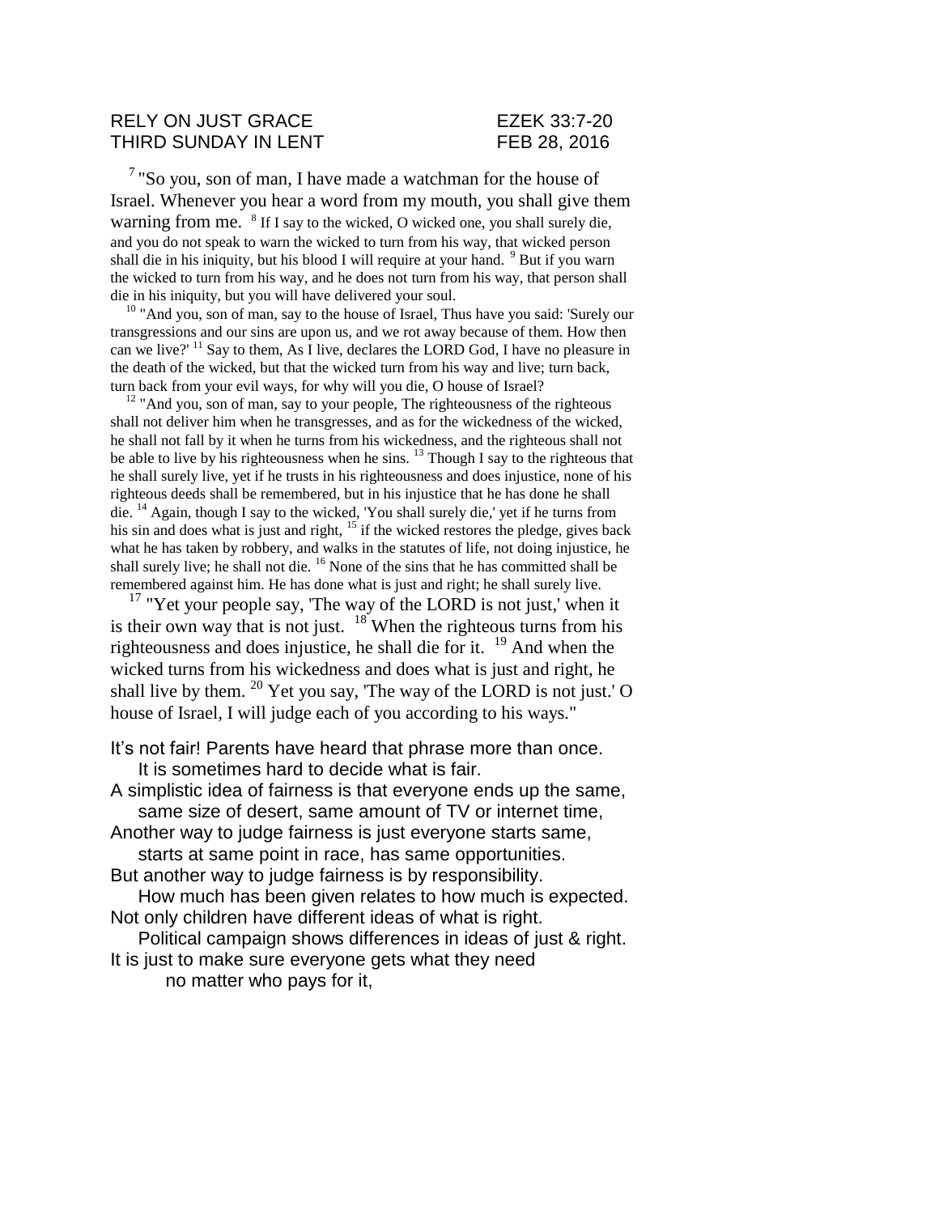RELY ON JUST GRACE EZEK 33:7-20
THIRD SUNDAY IN LENT FEB 28, 2016

[7] "So you, son of man, I have made a watchman for the house of Israel. Whenever you hear a word from my mouth, you shall give them warning from me. [8] If I say to the wicked, O wicked one, you shall surely die, and you do not speak to warn the wicked to turn from his way, that wicked person shall die in his iniquity, but his blood I will require at your hand. [9] But if you warn the wicked to turn from his way, and he does not turn from his way, that person shall die in his iniquity, but you will have delivered your soul.

[10] "And you, son of man, say to the house of Israel, Thus have you said: 'Surely our transgressions and our sins are upon us, and we rot away because of them. How then can we live?' [11] Say to them, As I live, declares the LORD God, I have no pleasure in the death of the wicked, but that the wicked turn from his way and live; turn back, turn back from your evil ways, for why will you die, O house of Israel?

[12] "And you, son of man, say to your people, The righteousness of the righteous shall not deliver him when he transgresses, and as for the wickedness of the wicked, he shall not fall by it when he turns from his wickedness, and the righteous shall not be able to live by his righteousness when he sins. [13] Though I say to the righteous that he shall surely live, yet if he trusts in his righteousness and does injustice, none of his righteous deeds shall be remembered, but in his injustice that he has done he shall die. [14] Again, though I say to the wicked, 'You shall surely die,' yet if he turns from his sin and does what is just and right, [15] if the wicked restores the pledge, gives back what he has taken by robbery, and walks in the statutes of life, not doing injustice, he shall surely live; he shall not die. [16] None of the sins that he has committed shall be remembered against him. He has done what is just and right; he shall surely live.

[17] "Yet your people say, 'The way of the LORD is not just,' when it is their own way that is not just. [18] When the righteous turns from his righteousness and does injustice, he shall die for it. [19] And when the wicked turns from his wickedness and does what is just and right, he shall live by them. [20] Yet you say, 'The way of the LORD is not just.' O house of Israel, I will judge each of you according to his ways."

It's not fair! Parents have heard that phrase more than once.
    It is sometimes hard to decide what is fair.
A simplistic idea of fairness is that everyone ends up the same,
    same size of desert, same amount of TV or internet time,
Another way to judge fairness is just everyone starts same,
    starts at same point in race, has same opportunities.
But another way to judge fairness is by responsibility.
    How much has been given relates to how much is expected.
Not only children have different ideas of what is right.
    Political campaign shows differences in ideas of just & right.
It is just to make sure everyone gets what they need
        no matter who pays for it,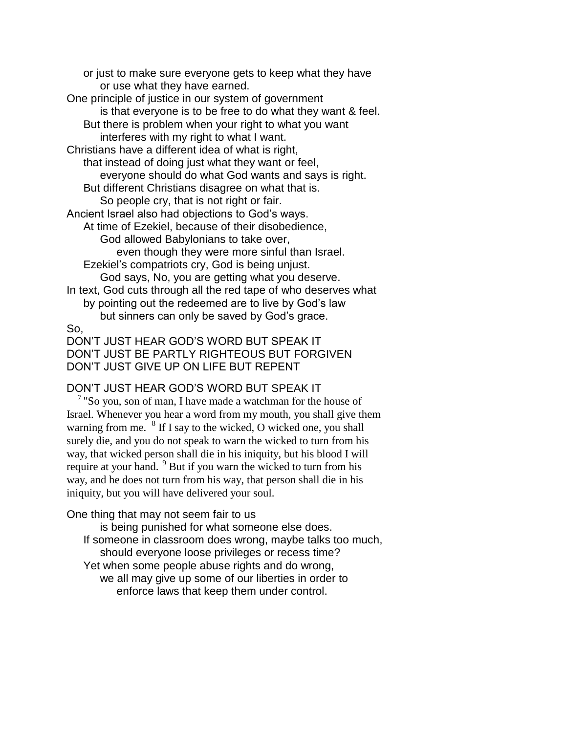or just to make sure everyone gets to keep what they have
or use what they have earned.

One principle of justice in our system of government
is that everyone is to be free to do what they want & feel.
But there is problem when your right to what you want
interferes with my right to what I want.

Christians have a different idea of what is right,
that instead of doing just what they want or feel,
everyone should do what God wants and says is right.
But different Christians disagree on what that is.
So people cry, that is not right or fair.

Ancient Israel also had objections to God's ways.
At time of Ezekiel, because of their disobedience,
God allowed Babylonians to take over,
even though they were more sinful than Israel.
Ezekiel's compatriots cry, God is being unjust.
God says, No, you are getting what you deserve.

In text, God cuts through all the red tape of who deserves what
by pointing out the redeemed are to live by God's law
but sinners can only be saved by God's grace.

So,
DON'T JUST HEAR GOD'S WORD BUT SPEAK IT
DON'T JUST BE PARTLY RIGHTEOUS BUT FORGIVEN
DON'T JUST GIVE UP ON LIFE BUT REPENT

DON'T JUST HEAR GOD'S WORD BUT SPEAK IT

[7] "So you, son of man, I have made a watchman for the house of Israel. Whenever you hear a word from my mouth, you shall give them warning from me. [8] If I say to the wicked, O wicked one, you shall surely die, and you do not speak to warn the wicked to turn from his way, that wicked person shall die in his iniquity, but his blood I will require at your hand. [9] But if you warn the wicked to turn from his way, and he does not turn from his way, that person shall die in his iniquity, but you will have delivered your soul.

One thing that may not seem fair to us
is being punished for what someone else does.
If someone in classroom does wrong, maybe talks too much,
should everyone loose privileges or recess time?
Yet when some people abuse rights and do wrong,
we all may give up some of our liberties in order to
enforce laws that keep them under control.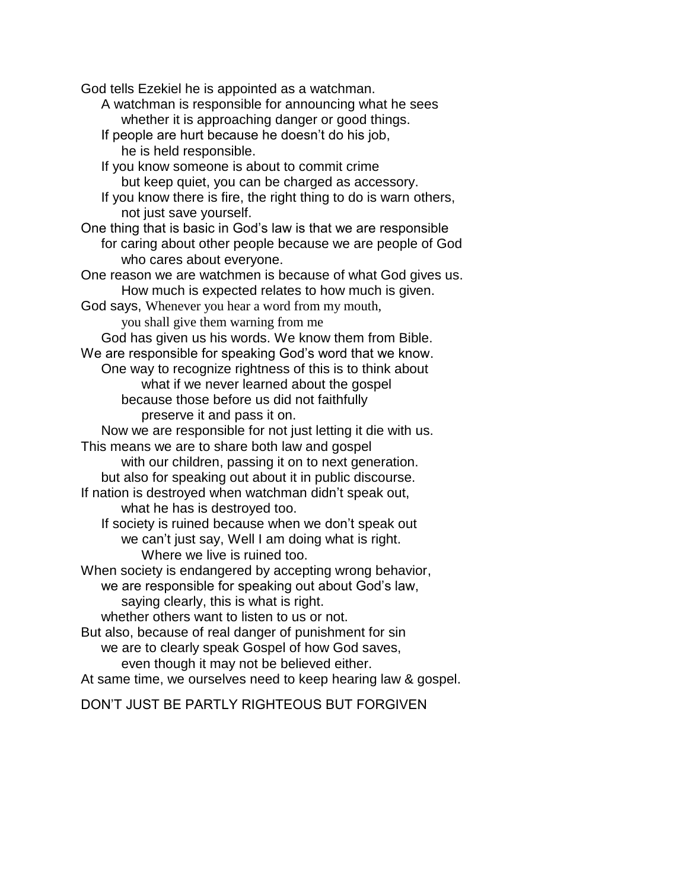God tells Ezekiel he is appointed as a watchman.
A watchman is responsible for announcing what he sees
whether it is approaching danger or good things.
If people are hurt because he doesn't do his job,
he is held responsible.
If you know someone is about to commit crime
but keep quiet, you can be charged as accessory.
If you know there is fire, the right thing to do is warn others,
not just save yourself.
One thing that is basic in God's law is that we are responsible
for caring about other people because we are people of God
who cares about everyone.
One reason we are watchmen is because of what God gives us.
How much is expected relates to how much is given.
God says, Whenever you hear a word from my mouth,
you shall give them warning from me
God has given us his words. We know them from Bible.
We are responsible for speaking God's word that we know.
One way to recognize rightness of this is to think about
what if we never learned about the gospel
because those before us did not faithfully
preserve it and pass it on.
Now we are responsible for not just letting it die with us.
This means we are to share both law and gospel
with our children, passing it on to next generation.
but also for speaking out about it in public discourse.
If nation is destroyed when watchman didn't speak out,
what he has is destroyed too.
If society is ruined because when we don't speak out
we can't just say, Well I am doing what is right.
Where we live is ruined too.
When society is endangered by accepting wrong behavior,
we are responsible for speaking out about God's law,
saying clearly, this is what is right.
whether others want to listen to us or not.
But also, because of real danger of punishment for sin
we are to clearly speak Gospel of how God saves,
even though it may not be believed either.
At same time, we ourselves need to keep hearing law & gospel.

DON'T JUST BE PARTLY RIGHTEOUS BUT FORGIVEN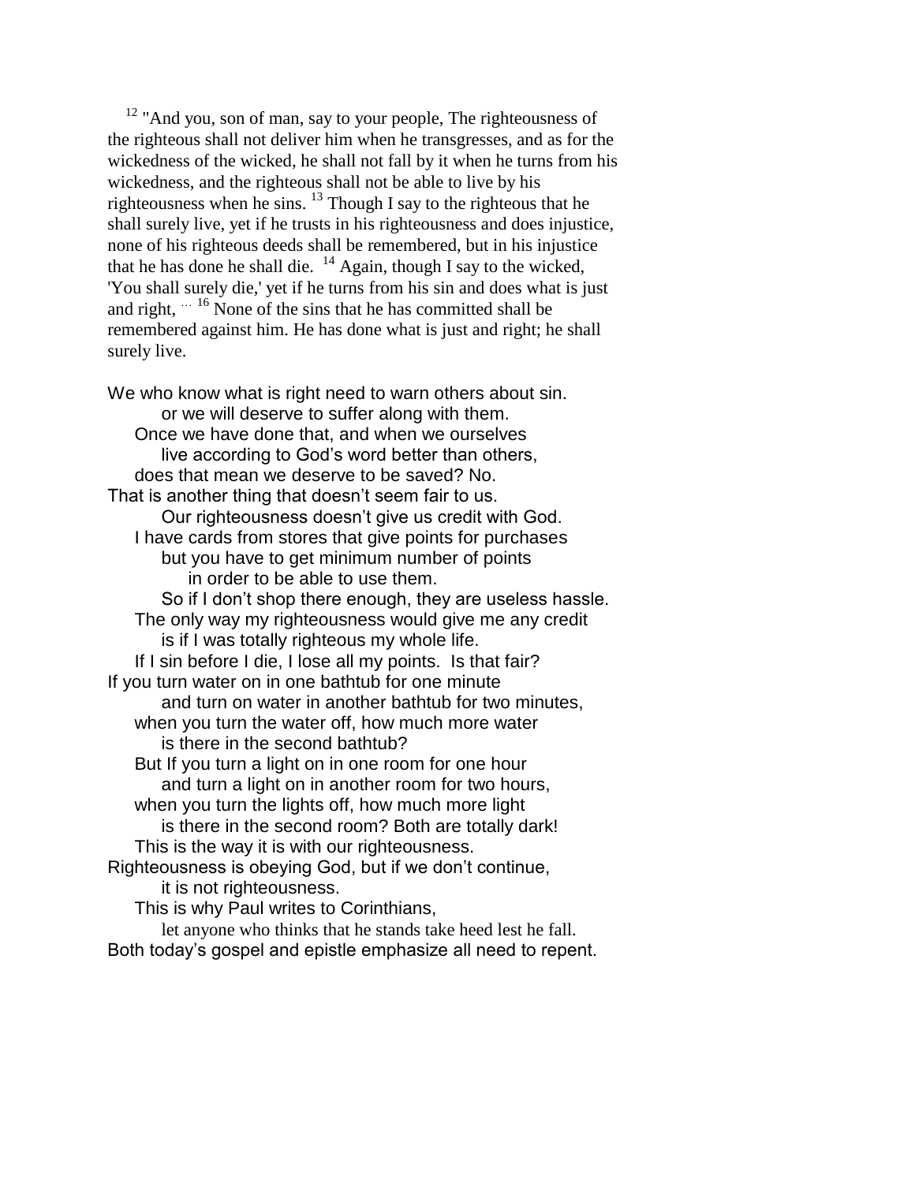[12] "And you, son of man, say to your people, The righteousness of the righteous shall not deliver him when he transgresses, and as for the wickedness of the wicked, he shall not fall by it when he turns from his wickedness, and the righteous shall not be able to live by his righteousness when he sins. [13] Though I say to the righteous that he shall surely live, yet if he trusts in his righteousness and does injustice, none of his righteous deeds shall be remembered, but in his injustice that he has done he shall die. [14] Again, though I say to the wicked, 'You shall surely die,' yet if he turns from his sin and does what is just and right, … [16] None of the sins that he has committed shall be remembered against him. He has done what is just and right; he shall surely live.

We who know what is right need to warn others about sin.
or we will deserve to suffer along with them.
Once we have done that, and when we ourselves
live according to God's word better than others,
does that mean we deserve to be saved? No.
That is another thing that doesn't seem fair to us.
Our righteousness doesn't give us credit with God.
I have cards from stores that give points for purchases
but you have to get minimum number of points
in order to be able to use them.
So if I don't shop there enough, they are useless hassle.
The only way my righteousness would give me any credit
is if I was totally righteous my whole life.
If I sin before I die, I lose all my points. Is that fair?
If you turn water on in one bathtub for one minute
and turn on water in another bathtub for two minutes,
when you turn the water off, how much more water
is there in the second bathtub?
But If you turn a light on in one room for one hour
and turn a light on in another room for two hours,
when you turn the lights off, how much more light
is there in the second room? Both are totally dark!
This is the way it is with our righteousness.
Righteousness is obeying God, but if we don't continue,
it is not righteousness.
This is why Paul writes to Corinthians,
let anyone who thinks that he stands take heed lest he fall.
Both today's gospel and epistle emphasize all need to repent.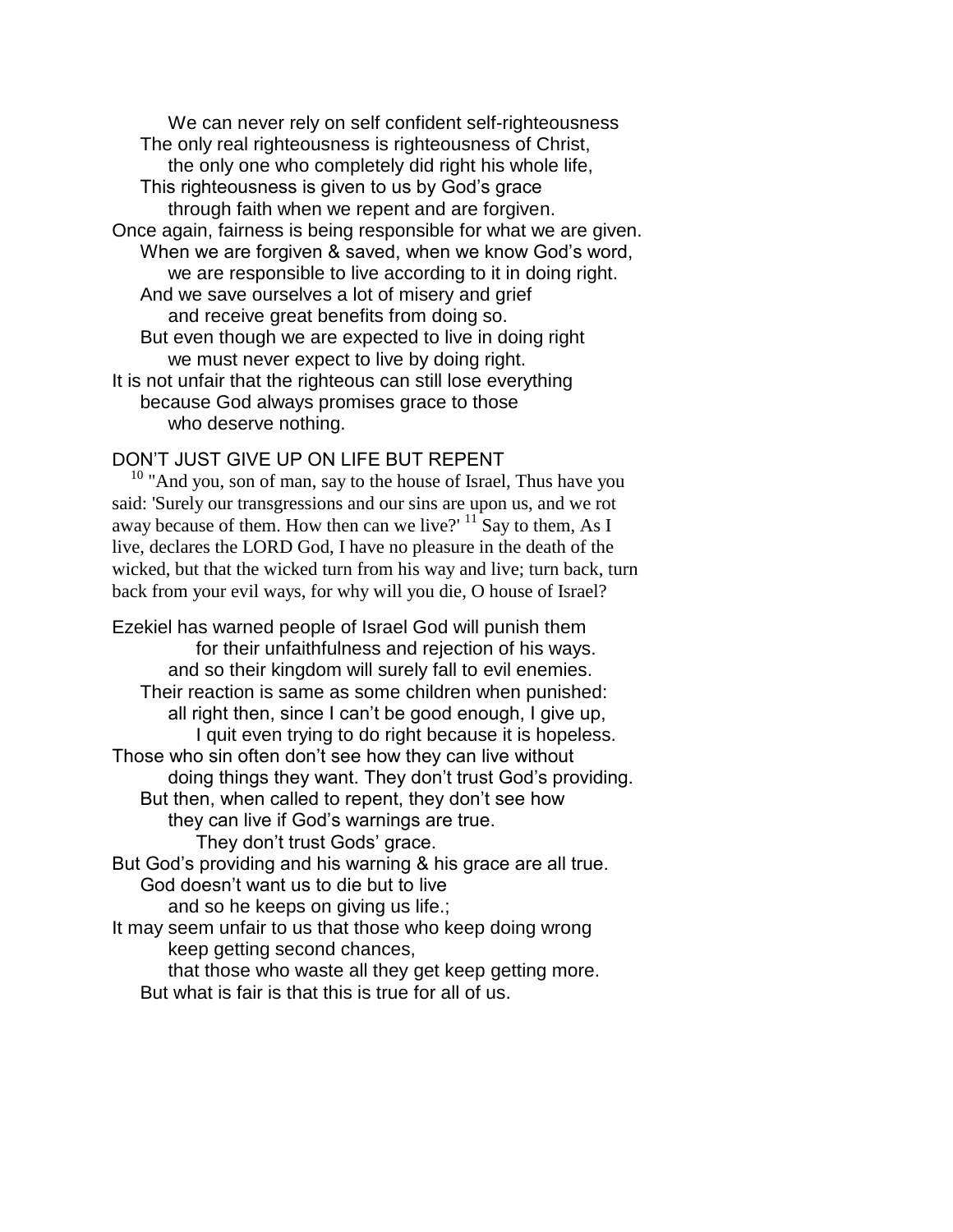We can never rely on self confident self-righteousness
The only real righteousness is righteousness of Christ,
the only one who completely did right his whole life,
This righteousness is given to us by God's grace
through faith when we repent and are forgiven.
Once again, fairness is being responsible for what we are given.
When we are forgiven & saved, when we know God's word,
we are responsible to live according to it in doing right.
And we save ourselves a lot of misery and grief
and receive great benefits from doing so.
But even though we are expected to live in doing right
we must never expect to live by doing right.
It is not unfair that the righteous can still lose everything
because God always promises grace to those
who deserve nothing.

## DON'T JUST GIVE UP ON LIFE BUT REPENT

[10] "And you, son of man, say to the house of Israel, Thus have you said: 'Surely our transgressions and our sins are upon us, and we rot away because of them. How then can we live?' [11] Say to them, As I live, declares the LORD God, I have no pleasure in the death of the wicked, but that the wicked turn from his way and live; turn back, turn back from your evil ways, for why will you die, O house of Israel?

Ezekiel has warned people of Israel God will punish them
for their unfaithfulness and rejection of his ways.
and so their kingdom will surely fall to evil enemies.
Their reaction is same as some children when punished:
all right then, since I can't be good enough, I give up,
I quit even trying to do right because it is hopeless.
Those who sin often don't see how they can live without
doing things they want. They don't trust God's providing.
But then, when called to repent, they don't see how
they can live if God's warnings are true.
They don't trust Gods' grace.
But God's providing and his warning & his grace are all true.
God doesn't want us to die but to live
and so he keeps on giving us life.;
It may seem unfair to us that those who keep doing wrong
keep getting second chances,
that those who waste all they get keep getting more.
But what is fair is that this is true for all of us.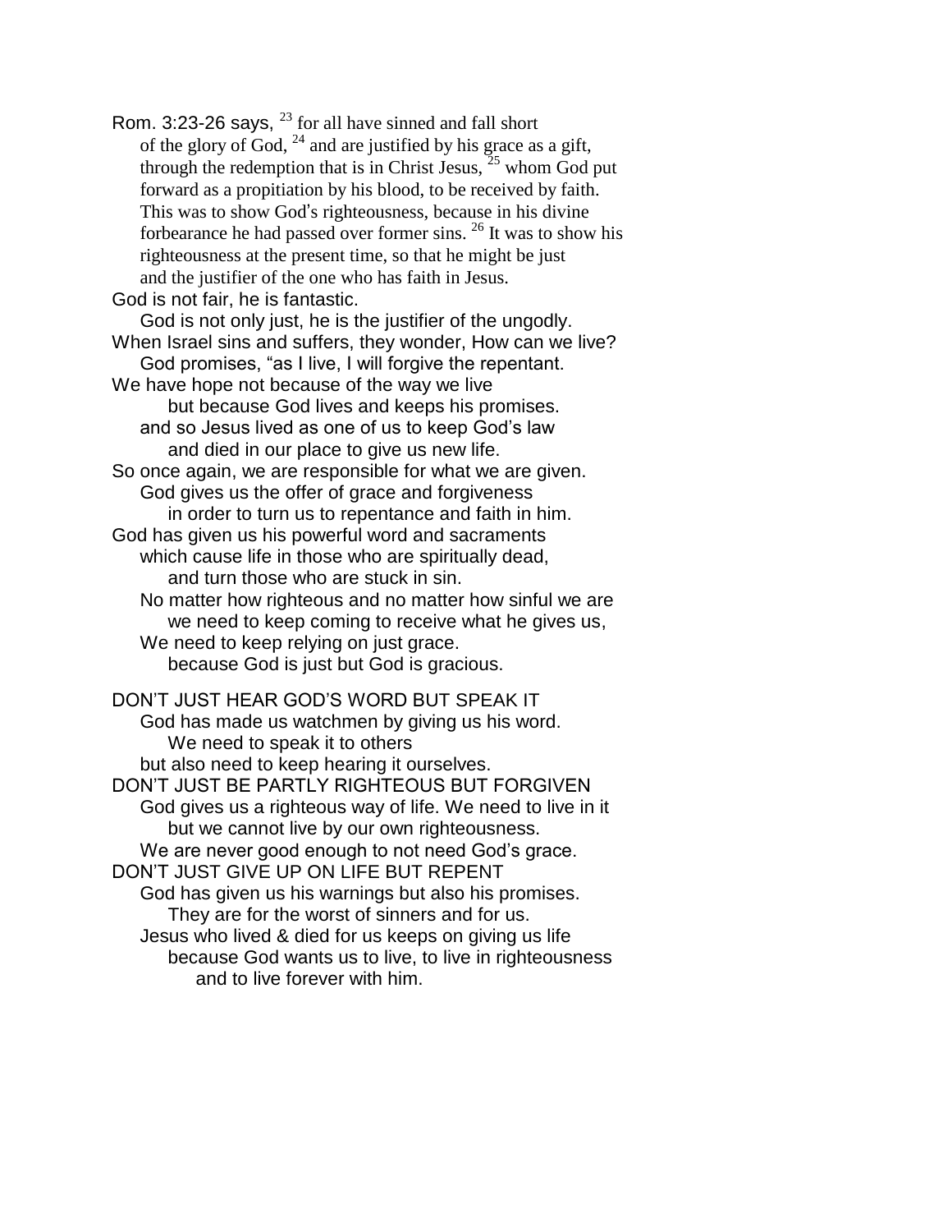Rom. 3:23-26 says, [23] for all have sinned and fall short of the glory of God, [24] and are justified by his grace as a gift, through the redemption that is in Christ Jesus, [25] whom God put forward as a propitiation by his blood, to be received by faith. This was to show God's righteousness, because in his divine forbearance he had passed over former sins. [26] It was to show his righteousness at the present time, so that he might be just and the justifier of the one who has faith in Jesus.

God is not fair, he is fantastic.
God is not only just, he is the justifier of the ungodly.
When Israel sins and suffers, they wonder, How can we live?
God promises, "as I live, I will forgive the repentant.
We have hope not because of the way we live
but because God lives and keeps his promises.
and so Jesus lived as one of us to keep God's law
and died in our place to give us new life.
So once again, we are responsible for what we are given.
God gives us the offer of grace and forgiveness
in order to turn us to repentance and faith in him.
God has given us his powerful word and sacraments
which cause life in those who are spiritually dead,
and turn those who are stuck in sin.
No matter how righteous and no matter how sinful we are
we need to keep coming to receive what he gives us,
We need to keep relying on just grace.
because God is just but God is gracious.

DON'T JUST HEAR GOD'S WORD BUT SPEAK IT
God has made us watchmen by giving us his word.
We need to speak it to others
but also need to keep hearing it ourselves.
DON'T JUST BE PARTLY RIGHTEOUS BUT FORGIVEN
God gives us a righteous way of life. We need to live in it
but we cannot live by our own righteousness.
We are never good enough to not need God's grace.
DON'T JUST GIVE UP ON LIFE BUT REPENT
God has given us his warnings but also his promises.
They are for the worst of sinners and for us.
Jesus who lived & died for us keeps on giving us life
because God wants us to live, to live in righteousness
and to live forever with him.